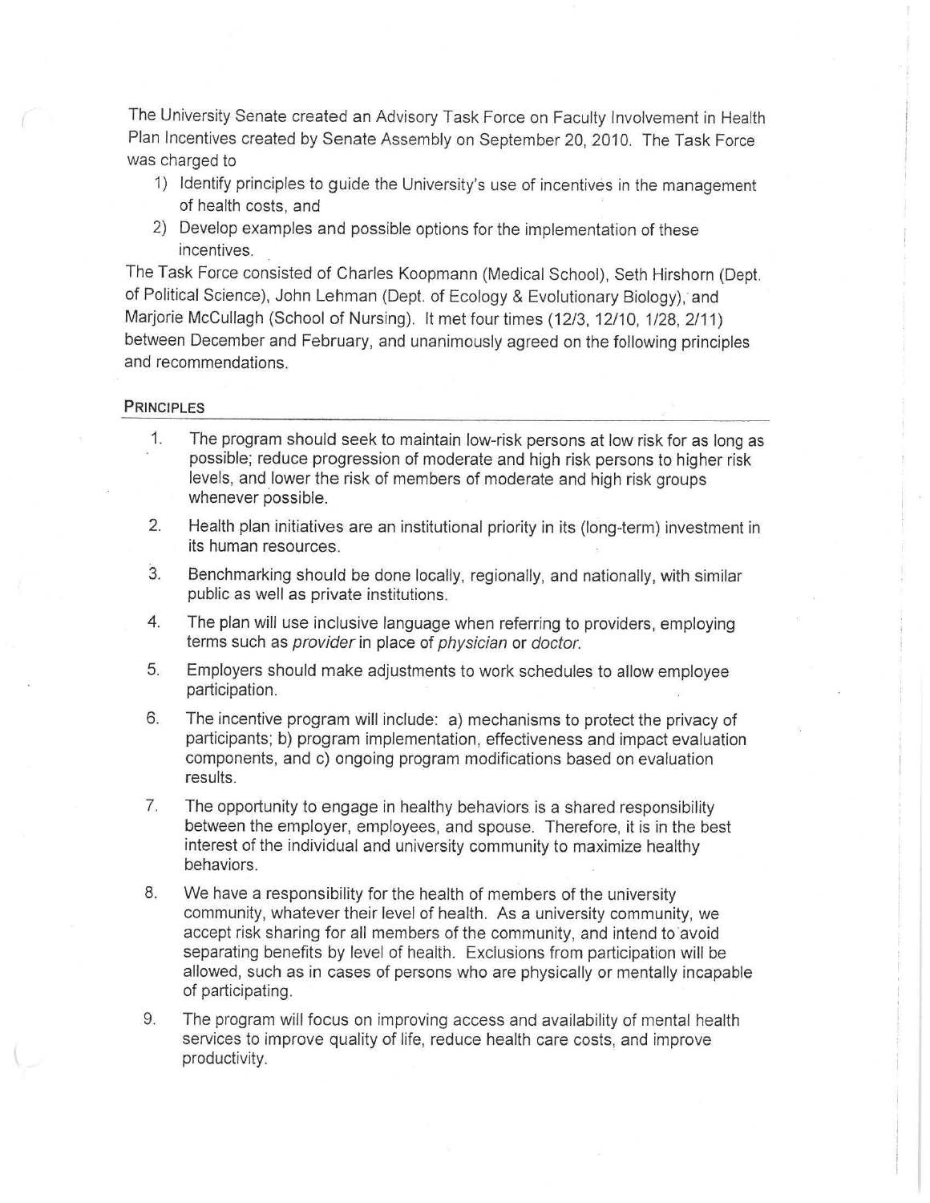The University Senate created an Advisory Task Force on Faculty Involvement in Health Plan Incentives created by Senate Assembly on September 20, 2010. The Task Force was charged to

1) Identify principles to guide the University's use of incentives in the management of health costs, and
2) Develop examples and possible options for the implementation of these incentives.

The Task Force consisted of Charles Koopmann (Medical School), Seth Hirshorn (Dept. of Political Science), John Lehman (Dept. of Ecology & Evolutionary Biology), and Marjorie McCullagh (School of Nursing). It met four times (12/3, 12/10, 1/28, 2/11) between December and February, and unanimously agreed on the following principles and recommendations.

## PRINCIPLES

1. The program should seek to maintain low-risk persons at low risk for as long as possible; reduce progression of moderate and high risk persons to higher risk levels, and lower the risk of members of moderate and high risk groups whenever possible.

2. Health plan initiatives are an institutional priority in its (long-term) investment in its human resources.

3. Benchmarking should be done locally, regionally, and nationally, with similar public as well as private institutions.

4. The plan will use inclusive language when referring to providers, employing terms such as *provider* in place of *physician* or *doctor*.

5. Employers should make adjustments to work schedules to allow employee participation.

6. The incentive program will include: a) mechanisms to protect the privacy of participants; b) program implementation, effectiveness and impact evaluation components, and c) ongoing program modifications based on evaluation results.

7. The opportunity to engage in healthy behaviors is a shared responsibility between the employer, employees, and spouse. Therefore, it is in the best interest of the individual and university community to maximize healthy behaviors.

8. We have a responsibility for the health of members of the university community, whatever their level of health. As a university community, we accept risk sharing for all members of the community, and intend to avoid separating benefits by level of health. Exclusions from participation will be allowed, such as in cases of persons who are physically or mentally incapable of participating.

9. The program will focus on improving access and availability of mental health services to improve quality of life, reduce health care costs, and improve productivity.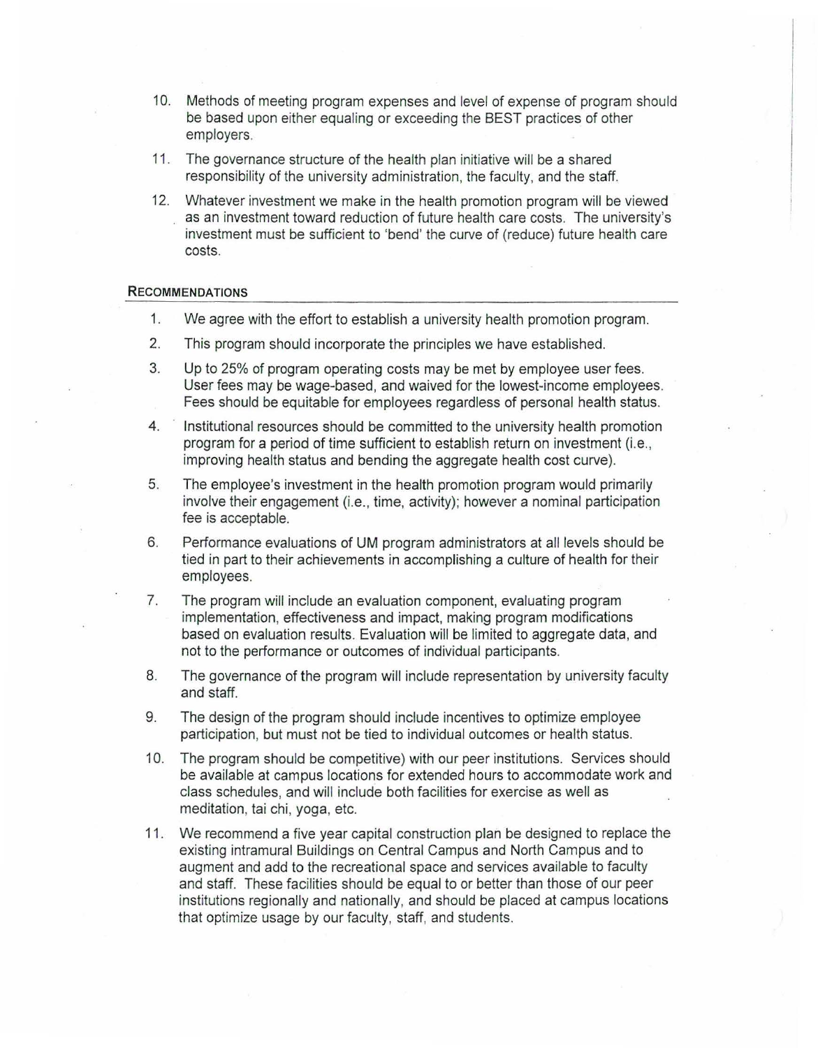10. Methods of meeting program expenses and level of expense of program should be based upon either equaling or exceeding the BEST practices of other employers.
11. The governance structure of the health plan initiative will be a shared responsibility of the university administration, the faculty, and the staff.
12. Whatever investment we make in the health promotion program will be viewed as an investment toward reduction of future health care costs. The university's investment must be sufficient to 'bend' the curve of (reduce) future health care costs.

## RECOMMENDATIONS

1. We agree with the effort to establish a university health promotion program.
2. This program should incorporate the principles we have established.
3. Up to 25% of program operating costs may be met by employee user fees. User fees may be wage-based, and waived for the lowest-income employees. Fees should be equitable for employees regardless of personal health status.
4. Institutional resources should be committed to the university health promotion program for a period of time sufficient to establish return on investment (i.e., improving health status and bending the aggregate health cost curve).
5. The employee's investment in the health promotion program would primarily involve their engagement (i.e., time, activity); however a nominal participation fee is acceptable.
6. Performance evaluations of UM program administrators at all levels should be tied in part to their achievements in accomplishing a culture of health for their employees.
7. The program will include an evaluation component, evaluating program implementation, effectiveness and impact, making program modifications based on evaluation results. Evaluation will be limited to aggregate data, and not to the performance or outcomes of individual participants.
8. The governance of the program will include representation by university faculty and staff.
9. The design of the program should include incentives to optimize employee participation, but must not be tied to individual outcomes or health status.
10. The program should be competitive) with our peer institutions. Services should be available at campus locations for extended hours to accommodate work and class schedules, and will include both facilities for exercise as well as meditation, tai chi, yoga, etc.
11. We recommend a five year capital construction plan be designed to replace the existing intramural Buildings on Central Campus and North Campus and to augment and add to the recreational space and services available to faculty and staff. These facilities should be equal to or better than those of our peer institutions regionally and nationally, and should be placed at campus locations that optimize usage by our faculty, staff, and students.